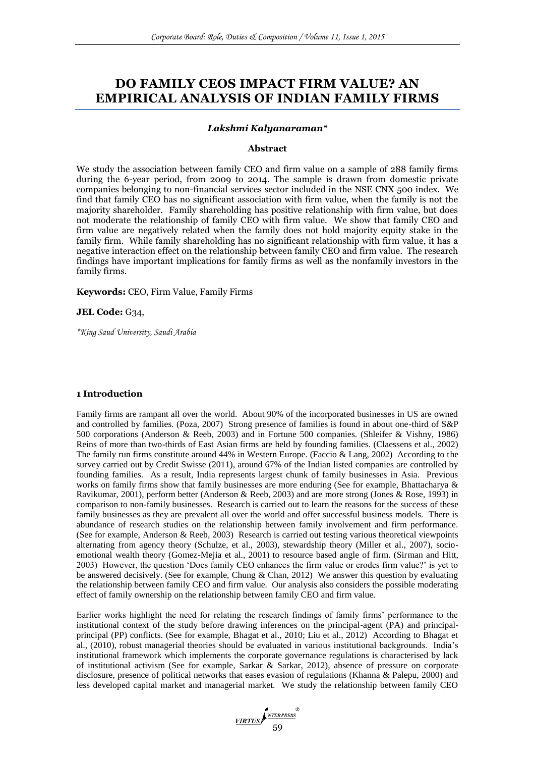# DO FAMILY CEOS IMPACT FIRM VALUE? AN EMPIRICAL ANALYSIS OF INDIAN FAMILY FIRMS

***Lakshmi Kalyanaraman****

**Abstract**

We study the association between family CEO and firm value on a sample of 288 family firms during the 6-year period, from 2009 to 2014. The sample is drawn from domestic private companies belonging to non-financial services sector included in the NSE CNX 500 index. We find that family CEO has no significant association with firm value, when the family is not the majority shareholder. Family shareholding has positive relationship with firm value, but does not moderate the relationship of family CEO with firm value. We show that family CEO and firm value are negatively related when the family does not hold majority equity stake in the family firm. While family shareholding has no significant relationship with firm value, it has a negative interaction effect on the relationship between family CEO and firm value. The research findings have important implications for family firms as well as the nonfamily investors in the family firms.

**Keywords:** CEO, Firm Value, Family Firms

**JEL Code:** G34,

*\*King Saud University, Saudi Arabia*

## 1 Introduction

Family firms are rampant all over the world. About 90% of the incorporated businesses in US are owned and controlled by families. (Poza, 2007) Strong presence of families is found in about one-third of S&P 500 corporations (Anderson & Reeb, 2003) and in Fortune 500 companies. (Shleifer & Vishny, 1986) Reins of more than two-thirds of East Asian firms are held by founding families. (Claessens et al., 2002) The family run firms constitute around 44% in Western Europe. (Faccio & Lang, 2002) According to the survey carried out by Credit Swisse (2011), around 67% of the Indian listed companies are controlled by founding families. As a result, India represents largest chunk of family businesses in Asia. Previous works on family firms show that family businesses are more enduring (See for example, Bhattacharya & Ravikumar, 2001), perform better (Anderson & Reeb, 2003) and are more strong (Jones & Rose, 1993) in comparison to non-family businesses. Research is carried out to learn the reasons for the success of these family businesses as they are prevalent all over the world and offer successful business models. There is abundance of research studies on the relationship between family involvement and firm performance. (See for example, Anderson & Reeb, 2003) Research is carried out testing various theoretical viewpoints alternating from agency theory (Schulze, et al., 2003), stewardship theory (Miller et al., 2007), socio-emotional wealth theory (Gomez-Mejia et al., 2001) to resource based angle of firm. (Sirman and Hitt, 2003) However, the question 'Does family CEO enhances the firm value or erodes firm value?' is yet to be answered decisively. (See for example, Chung & Chan, 2012) We answer this question by evaluating the relationship between family CEO and firm value. Our analysis also considers the possible moderating effect of family ownership on the relationship between family CEO and firm value.

Earlier works highlight the need for relating the research findings of family firms' performance to the institutional context of the study before drawing inferences on the principal-agent (PA) and principal-principal (PP) conflicts. (See for example, Bhagat et al., 2010; Liu et al., 2012) According to Bhagat et al., (2010), robust managerial theories should be evaluated in various institutional backgrounds. India's institutional framework which implements the corporate governance regulations is characterised by lack of institutional activism (See for example, Sarkar & Sarkar, 2012), absence of pressure on corporate disclosure, presence of political networks that eases evasion of regulations (Khanna & Palepu, 2000) and less developed capital market and managerial market. We study the relationship between family CEO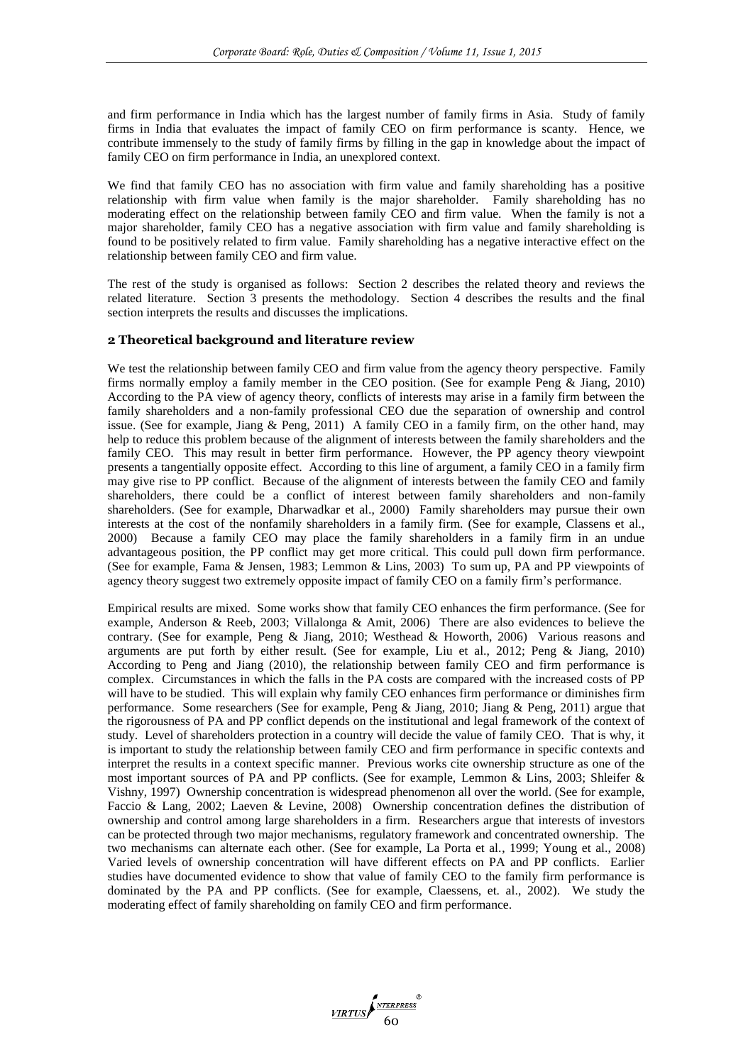and firm performance in India which has the largest number of family firms in Asia. Study of family firms in India that evaluates the impact of family CEO on firm performance is scanty. Hence, we contribute immensely to the study of family firms by filling in the gap in knowledge about the impact of family CEO on firm performance in India, an unexplored context.

We find that family CEO has no association with firm value and family shareholding has a positive relationship with firm value when family is the major shareholder. Family shareholding has no moderating effect on the relationship between family CEO and firm value. When the family is not a major shareholder, family CEO has a negative association with firm value and family shareholding is found to be positively related to firm value. Family shareholding has a negative interactive effect on the relationship between family CEO and firm value.

The rest of the study is organised as follows: Section 2 describes the related theory and reviews the related literature. Section 3 presents the methodology. Section 4 describes the results and the final section interprets the results and discusses the implications.

## 2 Theoretical background and literature review

We test the relationship between family CEO and firm value from the agency theory perspective. Family firms normally employ a family member in the CEO position. (See for example Peng & Jiang, 2010) According to the PA view of agency theory, conflicts of interests may arise in a family firm between the family shareholders and a non-family professional CEO due the separation of ownership and control issue. (See for example, Jiang & Peng, 2011) A family CEO in a family firm, on the other hand, may help to reduce this problem because of the alignment of interests between the family shareholders and the family CEO. This may result in better firm performance. However, the PP agency theory viewpoint presents a tangentially opposite effect. According to this line of argument, a family CEO in a family firm may give rise to PP conflict. Because of the alignment of interests between the family CEO and family shareholders, there could be a conflict of interest between family shareholders and non-family shareholders. (See for example, Dharwadkar et al., 2000) Family shareholders may pursue their own interests at the cost of the nonfamily shareholders in a family firm. (See for example, Classens et al., 2000) Because a family CEO may place the family shareholders in a family firm in an undue advantageous position, the PP conflict may get more critical. This could pull down firm performance. (See for example, Fama & Jensen, 1983; Lemmon & Lins, 2003) To sum up, PA and PP viewpoints of agency theory suggest two extremely opposite impact of family CEO on a family firm's performance.

Empirical results are mixed. Some works show that family CEO enhances the firm performance. (See for example, Anderson & Reeb, 2003; Villalonga & Amit, 2006) There are also evidences to believe the contrary. (See for example, Peng & Jiang, 2010; Westhead & Howorth, 2006) Various reasons and arguments are put forth by either result. (See for example, Liu et al., 2012; Peng & Jiang, 2010) According to Peng and Jiang (2010), the relationship between family CEO and firm performance is complex. Circumstances in which the falls in the PA costs are compared with the increased costs of PP will have to be studied. This will explain why family CEO enhances firm performance or diminishes firm performance. Some researchers (See for example, Peng & Jiang, 2010; Jiang & Peng, 2011) argue that the rigorousness of PA and PP conflict depends on the institutional and legal framework of the context of study. Level of shareholders protection in a country will decide the value of family CEO. That is why, it is important to study the relationship between family CEO and firm performance in specific contexts and interpret the results in a context specific manner. Previous works cite ownership structure as one of the most important sources of PA and PP conflicts. (See for example, Lemmon & Lins, 2003; Shleifer & Vishny, 1997) Ownership concentration is widespread phenomenon all over the world. (See for example, Faccio & Lang, 2002; Laeven & Levine, 2008) Ownership concentration defines the distribution of ownership and control among large shareholders in a firm. Researchers argue that interests of investors can be protected through two major mechanisms, regulatory framework and concentrated ownership. The two mechanisms can alternate each other. (See for example, La Porta et al., 1999; Young et al., 2008) Varied levels of ownership concentration will have different effects on PA and PP conflicts. Earlier studies have documented evidence to show that value of family CEO to the family firm performance is dominated by the PA and PP conflicts. (See for example, Claessens, et. al., 2002). We study the moderating effect of family shareholding on family CEO and firm performance.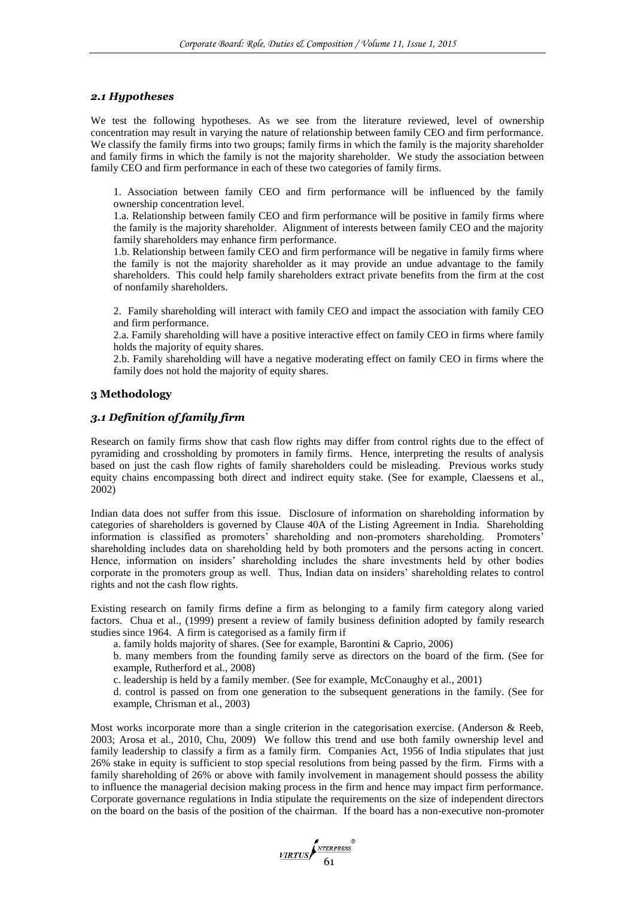### *2.1 Hypotheses*

We test the following hypotheses. As we see from the literature reviewed, level of ownership concentration may result in varying the nature of relationship between family CEO and firm performance. We classify the family firms into two groups; family firms in which the family is the majority shareholder and family firms in which the family is not the majority shareholder. We study the association between family CEO and firm performance in each of these two categories of family firms.

1. Association between family CEO and firm performance will be influenced by the family ownership concentration level.

1.a. Relationship between family CEO and firm performance will be positive in family firms where the family is the majority shareholder. Alignment of interests between family CEO and the majority family shareholders may enhance firm performance.

1.b. Relationship between family CEO and firm performance will be negative in family firms where the family is not the majority shareholder as it may provide an undue advantage to the family shareholders. This could help family shareholders extract private benefits from the firm at the cost of nonfamily shareholders.

2. Family shareholding will interact with family CEO and impact the association with family CEO and firm performance.

2.a. Family shareholding will have a positive interactive effect on family CEO in firms where family holds the majority of equity shares.

2.b. Family shareholding will have a negative moderating effect on family CEO in firms where the family does not hold the majority of equity shares.

## 3 Methodology

### *3.1 Definition of family firm*

Research on family firms show that cash flow rights may differ from control rights due to the effect of pyramiding and crossholding by promoters in family firms. Hence, interpreting the results of analysis based on just the cash flow rights of family shareholders could be misleading. Previous works study equity chains encompassing both direct and indirect equity stake. (See for example, Claessens et al., 2002)

Indian data does not suffer from this issue. Disclosure of information on shareholding information by categories of shareholders is governed by Clause 40A of the Listing Agreement in India. Shareholding information is classified as promoters' shareholding and non-promoters shareholding. Promoters' shareholding includes data on shareholding held by both promoters and the persons acting in concert. Hence, information on insiders' shareholding includes the share investments held by other bodies corporate in the promoters group as well. Thus, Indian data on insiders' shareholding relates to control rights and not the cash flow rights.

Existing research on family firms define a firm as belonging to a family firm category along varied factors. Chua et al., (1999) present a review of family business definition adopted by family research studies since 1964. A firm is categorised as a family firm if

a. family holds majority of shares. (See for example, Barontini & Caprio, 2006)

b. many members from the founding family serve as directors on the board of the firm. (See for example, Rutherford et al., 2008)

c. leadership is held by a family member. (See for example, McConaughy et al., 2001)

d. control is passed on from one generation to the subsequent generations in the family. (See for example, Chrisman et al., 2003)

Most works incorporate more than a single criterion in the categorisation exercise. (Anderson & Reeb, 2003; Arosa et al., 2010, Chu, 2009) We follow this trend and use both family ownership level and family leadership to classify a firm as a family firm. Companies Act, 1956 of India stipulates that just 26% stake in equity is sufficient to stop special resolutions from being passed by the firm. Firms with a family shareholding of 26% or above with family involvement in management should possess the ability to influence the managerial decision making process in the firm and hence may impact firm performance. Corporate governance regulations in India stipulate the requirements on the size of independent directors on the board on the basis of the position of the chairman. If the board has a non-executive non-promoter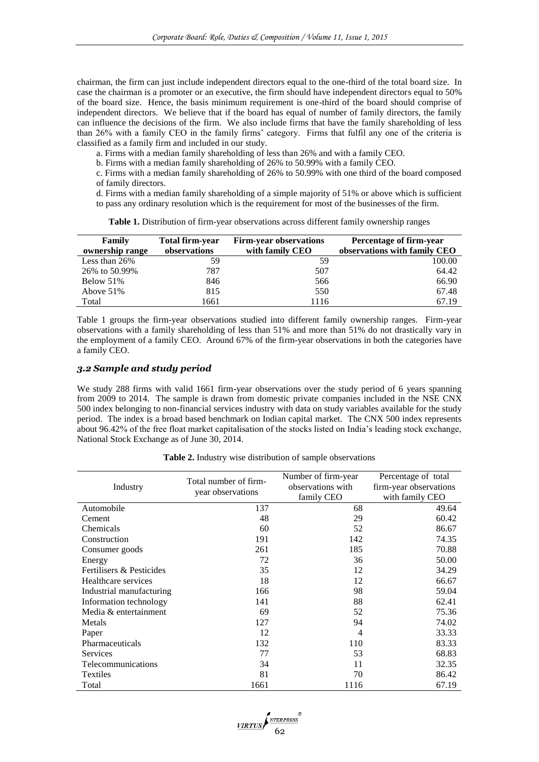chairman, the firm can just include independent directors equal to the one-third of the total board size. In case the chairman is a promoter or an executive, the firm should have independent directors equal to 50% of the board size. Hence, the basis minimum requirement is one-third of the board should comprise of independent directors. We believe that if the board has equal of number of family directors, the family can influence the decisions of the firm. We also include firms that have the family shareholding of less than 26% with a family CEO in the family firms' category. Firms that fulfil any one of the criteria is classified as a family firm and included in our study.

a. Firms with a median family shareholding of less than 26% and with a family CEO.

b. Firms with a median family shareholding of 26% to 50.99% with a family CEO.

c. Firms with a median family shareholding of 26% to 50.99% with one third of the board composed of family directors.

d. Firms with a median family shareholding of a simple majority of 51% or above which is sufficient to pass any ordinary resolution which is the requirement for most of the businesses of the firm.

**Table 1.** Distribution of firm-year observations across different family ownership ranges

| Family ownership range | Total firm-year observations | Firm-year observations with family CEO | Percentage of firm-year observations with family CEO |
|---|---|---|---|
| Less than 26% | 59 | 59 | 100.00 |
| 26% to 50.99% | 787 | 507 | 64.42 |
| Below 51% | 846 | 566 | 66.90 |
| Above 51% | 815 | 550 | 67.48 |
| Total | 1661 | 1116 | 67.19 |

Table 1 groups the firm-year observations studied into different family ownership ranges. Firm-year observations with a family shareholding of less than 51% and more than 51% do not drastically vary in the employment of a family CEO. Around 67% of the firm-year observations in both the categories have a family CEO.

### *3.2 Sample and study period*

We study 288 firms with valid 1661 firm-year observations over the study period of 6 years spanning from 2009 to 2014. The sample is drawn from domestic private companies included in the NSE CNX 500 index belonging to non-financial services industry with data on study variables available for the study period. The index is a broad based benchmark on Indian capital market. The CNX 500 index represents about 96.42% of the free float market capitalisation of the stocks listed on India's leading stock exchange, National Stock Exchange as of June 30, 2014.

**Table 2.** Industry wise distribution of sample observations

| Industry | Total number of firm-year observations | Number of firm-year observations with family CEO | Percentage of total firm-year observations with family CEO |
|---|---|---|---|
| Automobile | 137 | 68 | 49.64 |
| Cement | 48 | 29 | 60.42 |
| Chemicals | 60 | 52 | 86.67 |
| Construction | 191 | 142 | 74.35 |
| Consumer goods | 261 | 185 | 70.88 |
| Energy | 72 | 36 | 50.00 |
| Fertilisers & Pesticides | 35 | 12 | 34.29 |
| Healthcare services | 18 | 12 | 66.67 |
| Industrial manufacturing | 166 | 98 | 59.04 |
| Information technology | 141 | 88 | 62.41 |
| Media & entertainment | 69 | 52 | 75.36 |
| Metals | 127 | 94 | 74.02 |
| Paper | 12 | 4 | 33.33 |
| Pharmaceuticals | 132 | 110 | 83.33 |
| Services | 77 | 53 | 68.83 |
| Telecommunications | 34 | 11 | 32.35 |
| Textiles | 81 | 70 | 86.42 |
| Total | 1661 | 1116 | 67.19 |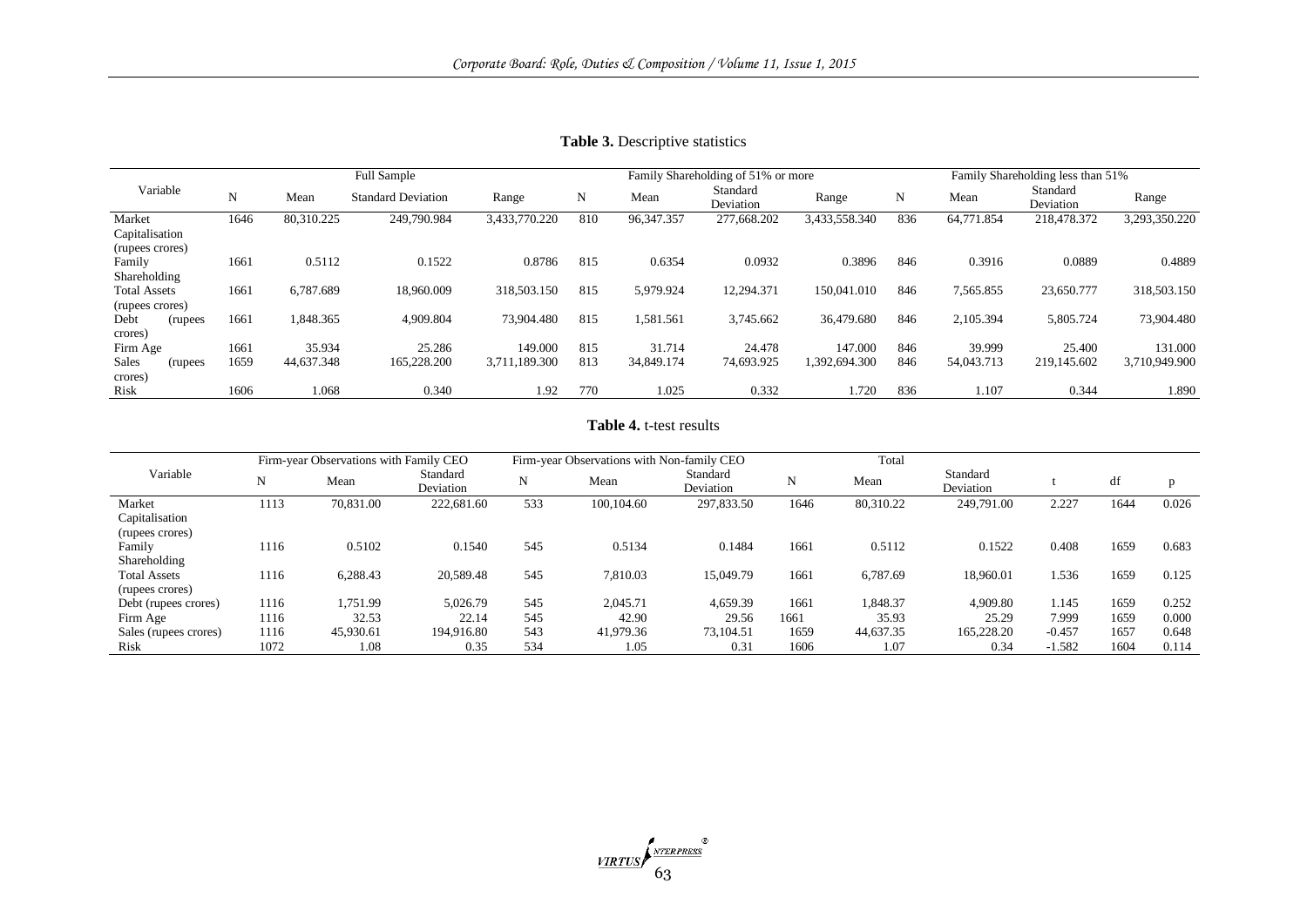**Table 3.** Descriptive statistics

| Variable | Full Sample | | | | Family Shareholding of 51% or more | | | | Family Shareholding less than 51% | | | |
|---|---|---|---|---|---|---|---|---|---|---|---|---|
| | N | Mean | Standard Deviation | Range | N | Mean | Standard Deviation | Range | N | Mean | Standard Deviation | Range |
| Market Capitalisation (rupees crores) | 1646 | 80,310.225 | 249,790.984 | 3,433,770.220 | 810 | 96,347.357 | 277,668.202 | 3,433,558.340 | 836 | 64,771.854 | 218,478.372 | 3,293,350.220 |
| Family Shareholding | 1661 | 0.5112 | 0.1522 | 0.8786 | 815 | 0.6354 | 0.0932 | 0.3896 | 846 | 0.3916 | 0.0889 | 0.4889 |
| Total Assets (rupees crores) | 1661 | 6,787.689 | 18,960.009 | 318,503.150 | 815 | 5,979.924 | 12,294.371 | 150,041.010 | 846 | 7,565.855 | 23,650.777 | 318,503.150 |
| Debt (rupees crores) | 1661 | 1,848.365 | 4,909.804 | 73,904.480 | 815 | 1,581.561 | 3,745.662 | 36,479.680 | 846 | 2,105.394 | 5,805.724 | 73,904.480 |
| Firm Age | 1661 | 35.934 | 25.286 | 149.000 | 815 | 31.714 | 24.478 | 147.000 | 846 | 39.999 | 25.400 | 131.000 |
| Sales (rupees crores) | 1659 | 44,637.348 | 165,228.200 | 3,711,189.300 | 813 | 34,849.174 | 74,693.925 | 1,392,694.300 | 846 | 54,043.713 | 219,145.602 | 3,710,949.900 |
| Risk | 1606 | 1.068 | 0.340 | 1.92 | 770 | 1.025 | 0.332 | 1.720 | 836 | 1.107 | 0.344 | 1.890 |

**Table 4.** t-test results

| Variable | Firm-year Observations with Family CEO | | | Firm-year Observations with Non-family CEO | | | Total | | | | | |
|---|---|---|---|---|---|---|---|---|---|---|---|---|
| | N | Mean | Standard Deviation | N | Mean | Standard Deviation | N | Mean | Standard Deviation | t | df | p |
| Market Capitalisation (rupees crores) | 1113 | 70,831.00 | 222,681.60 | 533 | 100,104.60 | 297,833.50 | 1646 | 80,310.22 | 249,791.00 | 2.227 | 1644 | 0.026 |
| Family Shareholding | 1116 | 0.5102 | 0.1540 | 545 | 0.5134 | 0.1484 | 1661 | 0.5112 | 0.1522 | 0.408 | 1659 | 0.683 |
| Total Assets (rupees crores) | 1116 | 6,288.43 | 20,589.48 | 545 | 7,810.03 | 15,049.79 | 1661 | 6,787.69 | 18,960.01 | 1.536 | 1659 | 0.125 |
| Debt (rupees crores) | 1116 | 1,751.99 | 5,026.79 | 545 | 2,045.71 | 4,659.39 | 1661 | 1,848.37 | 4,909.80 | 1.145 | 1659 | 0.252 |
| Firm Age | 1116 | 32.53 | 22.14 | 545 | 42.90 | 29.56 | 1661 | 35.93 | 25.29 | 7.999 | 1659 | 0.000 |
| Sales (rupees crores) | 1116 | 45,930.61 | 194,916.80 | 543 | 41,979.36 | 73,104.51 | 1659 | 44,637.35 | 165,228.20 | -0.457 | 1657 | 0.648 |
| Risk | 1072 | 1.08 | 0.35 | 534 | 1.05 | 0.31 | 1606 | 1.07 | 0.34 | -1.582 | 1604 | 0.114 |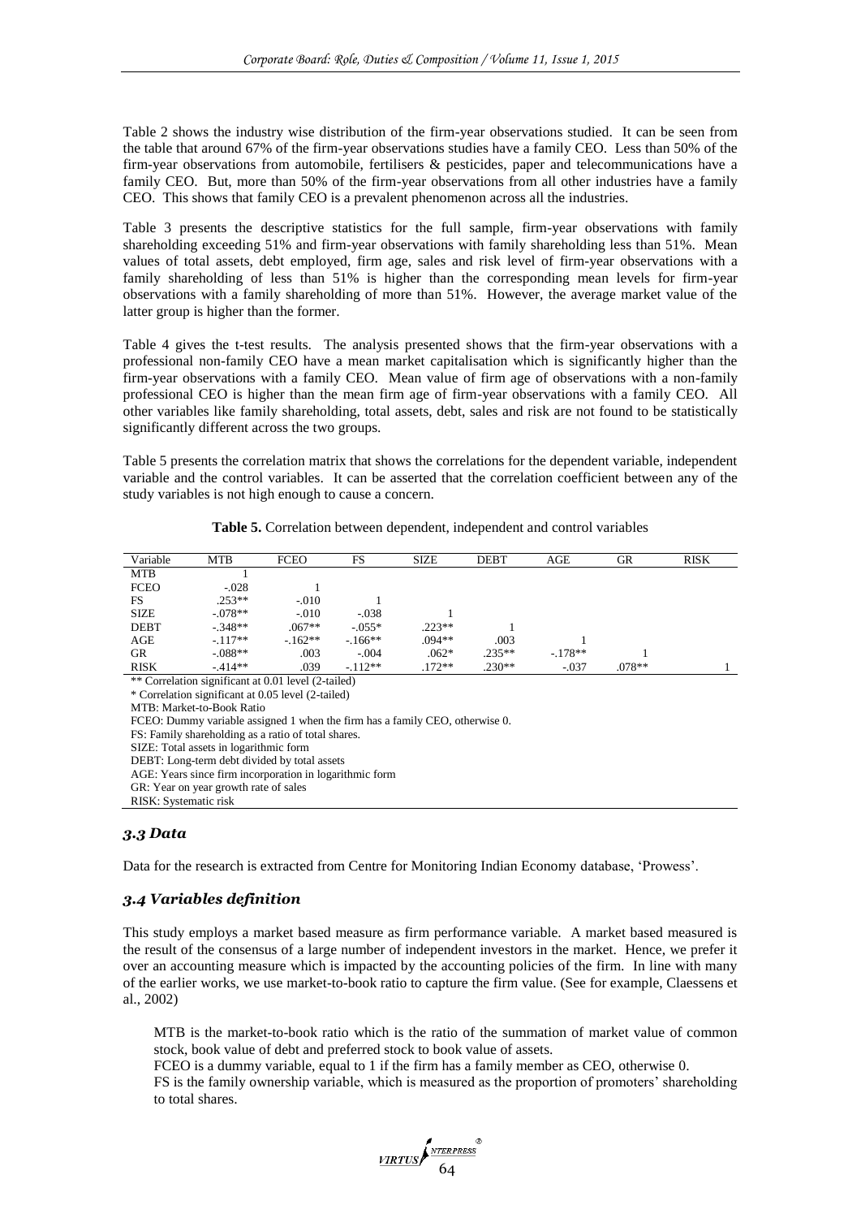Table 2 shows the industry wise distribution of the firm-year observations studied. It can be seen from the table that around 67% of the firm-year observations studies have a family CEO. Less than 50% of the firm-year observations from automobile, fertilisers & pesticides, paper and telecommunications have a family CEO. But, more than 50% of the firm-year observations from all other industries have a family CEO. This shows that family CEO is a prevalent phenomenon across all the industries.

Table 3 presents the descriptive statistics for the full sample, firm-year observations with family shareholding exceeding 51% and firm-year observations with family shareholding less than 51%. Mean values of total assets, debt employed, firm age, sales and risk level of firm-year observations with a family shareholding of less than 51% is higher than the corresponding mean levels for firm-year observations with a family shareholding of more than 51%. However, the average market value of the latter group is higher than the former.

Table 4 gives the t-test results. The analysis presented shows that the firm-year observations with a professional non-family CEO have a mean market capitalisation which is significantly higher than the firm-year observations with a family CEO. Mean value of firm age of observations with a non-family professional CEO is higher than the mean firm age of firm-year observations with a family CEO. All other variables like family shareholding, total assets, debt, sales and risk are not found to be statistically significantly different across the two groups.

Table 5 presents the correlation matrix that shows the correlations for the dependent variable, independent variable and the control variables. It can be asserted that the correlation coefficient between any of the study variables is not high enough to cause a concern.

**Table 5.** Correlation between dependent, independent and control variables

| Variable | MTB | FCEO | FS | SIZE | DEBT | AGE | GR | RISK |
|---|---|---|---|---|---|---|---|---|
| MTB | 1 | | | | | | | |
| FCEO | -.028 | 1 | | | | | | |
| FS | .253** | -.010 | 1 | | | | | |
| SIZE | -.078** | -.010 | -.038 | 1 | | | | |
| DEBT | -.348** | .067** | -.055* | .223** | 1 | | | |
| AGE | -.117** | -.162** | -.166** | .094** | .003 | 1 | | |
| GR | -.088** | .003 | -.004 | .062* | .235** | -.178** | 1 | |
| RISK | -.414** | .039 | -.112** | .172** | .230** | -.037 | .078** | 1 |

** Correlation significant at 0.01 level (2-tailed)
* Correlation significant at 0.05 level (2-tailed)
MTB: Market-to-Book Ratio
FCEO: Dummy variable assigned 1 when the firm has a family CEO, otherwise 0.
FS: Family shareholding as a ratio of total shares.
SIZE: Total assets in logarithmic form
DEBT: Long-term debt divided by total assets
AGE: Years since firm incorporation in logarithmic form
GR: Year on year growth rate of sales
RISK: Systematic risk

### *3.3 Data*

Data for the research is extracted from Centre for Monitoring Indian Economy database, 'Prowess'.

### *3.4 Variables definition*

This study employs a market based measure as firm performance variable. A market based measured is the result of the consensus of a large number of independent investors in the market. Hence, we prefer it over an accounting measure which is impacted by the accounting policies of the firm. In line with many of the earlier works, we use market-to-book ratio to capture the firm value. (See for example, Claessens et al., 2002)

MTB is the market-to-book ratio which is the ratio of the summation of market value of common stock, book value of debt and preferred stock to book value of assets.

FCEO is a dummy variable, equal to 1 if the firm has a family member as CEO, otherwise 0.

FS is the family ownership variable, which is measured as the proportion of promoters' shareholding to total shares.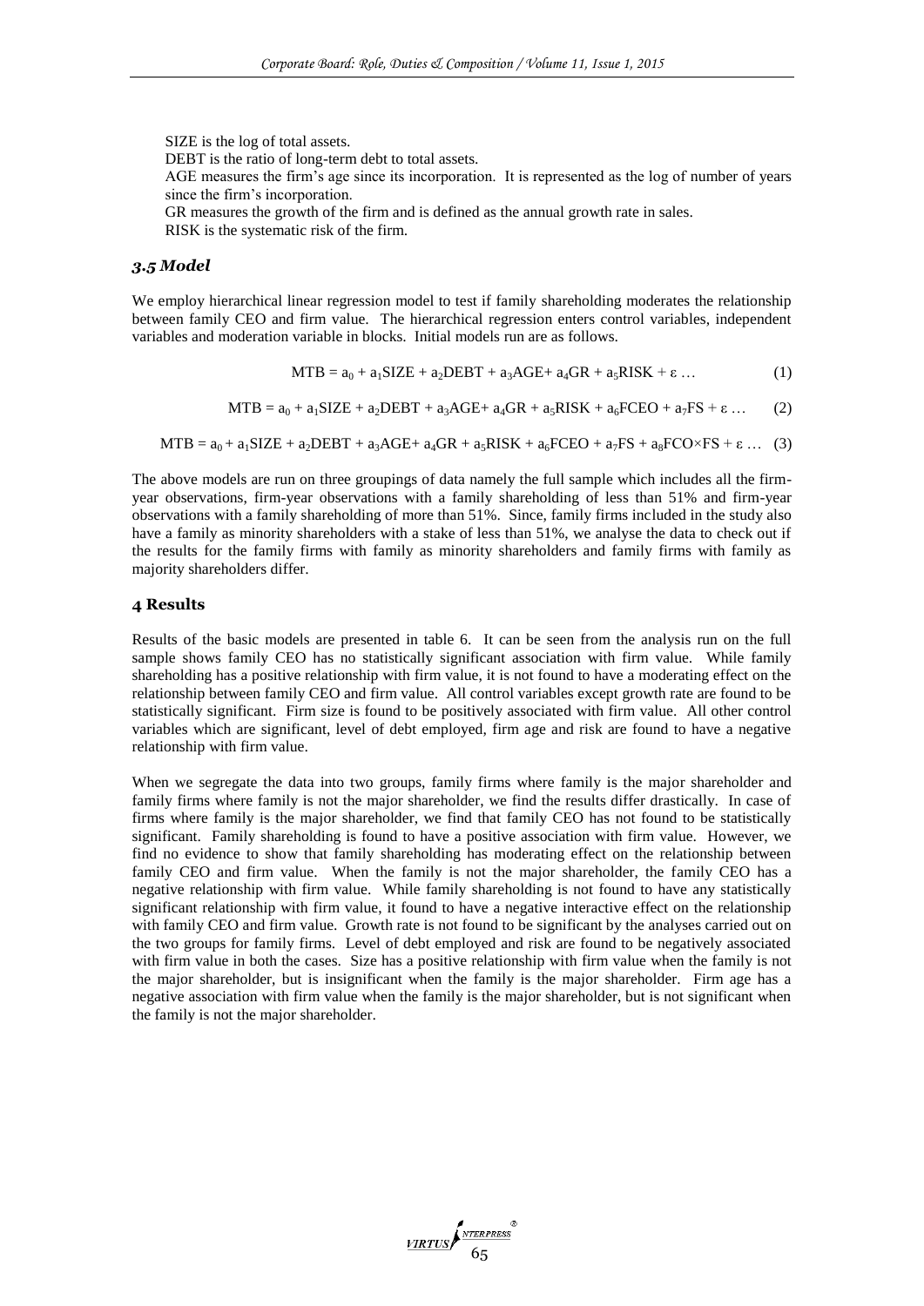SIZE is the log of total assets.

DEBT is the ratio of long-term debt to total assets.

AGE measures the firm's age since its incorporation. It is represented as the log of number of years since the firm's incorporation.

GR measures the growth of the firm and is defined as the annual growth rate in sales.

RISK is the systematic risk of the firm.

### *3.5 Model*

We employ hierarchical linear regression model to test if family shareholding moderates the relationship between family CEO and firm value. The hierarchical regression enters control variables, independent variables and moderation variable in blocks. Initial models run are as follows.

$$MTB = a_0 + a_1SIZE + a_2DEBT + a_3AGE + a_4GR + a_5RISK + \varepsilon \ldots \quad (1)$$

$$MTB = a_0 + a_1SIZE + a_2DEBT + a_3AGE + a_4GR + a_5RISK + a_6FCEO + a_7FS + \varepsilon \ldots \quad (2)$$

$$MTB = a_0 + a_1SIZE + a_2DEBT + a_3AGE + a_4GR + a_5RISK + a_6FCEO + a_7FS + a_8FCO \times FS + \varepsilon \ldots \quad (3)$$

The above models are run on three groupings of data namely the full sample which includes all the firm-year observations, firm-year observations with a family shareholding of less than 51% and firm-year observations with a family shareholding of more than 51%. Since, family firms included in the study also have a family as minority shareholders with a stake of less than 51%, we analyse the data to check out if the results for the family firms with family as minority shareholders and family firms with family as majority shareholders differ.

## 4 Results

Results of the basic models are presented in table 6. It can be seen from the analysis run on the full sample shows family CEO has no statistically significant association with firm value. While family shareholding has a positive relationship with firm value, it is not found to have a moderating effect on the relationship between family CEO and firm value. All control variables except growth rate are found to be statistically significant. Firm size is found to be positively associated with firm value. All other control variables which are significant, level of debt employed, firm age and risk are found to have a negative relationship with firm value.

When we segregate the data into two groups, family firms where family is the major shareholder and family firms where family is not the major shareholder, we find the results differ drastically. In case of firms where family is the major shareholder, we find that family CEO has not found to be statistically significant. Family shareholding is found to have a positive association with firm value. However, we find no evidence to show that family shareholding has moderating effect on the relationship between family CEO and firm value. When the family is not the major shareholder, the family CEO has a negative relationship with firm value. While family shareholding is not found to have any statistically significant relationship with firm value, it found to have a negative interactive effect on the relationship with family CEO and firm value. Growth rate is not found to be significant by the analyses carried out on the two groups for family firms. Level of debt employed and risk are found to be negatively associated with firm value in both the cases. Size has a positive relationship with firm value when the family is not the major shareholder, but is insignificant when the family is the major shareholder. Firm age has a negative association with firm value when the family is the major shareholder, but is not significant when the family is not the major shareholder.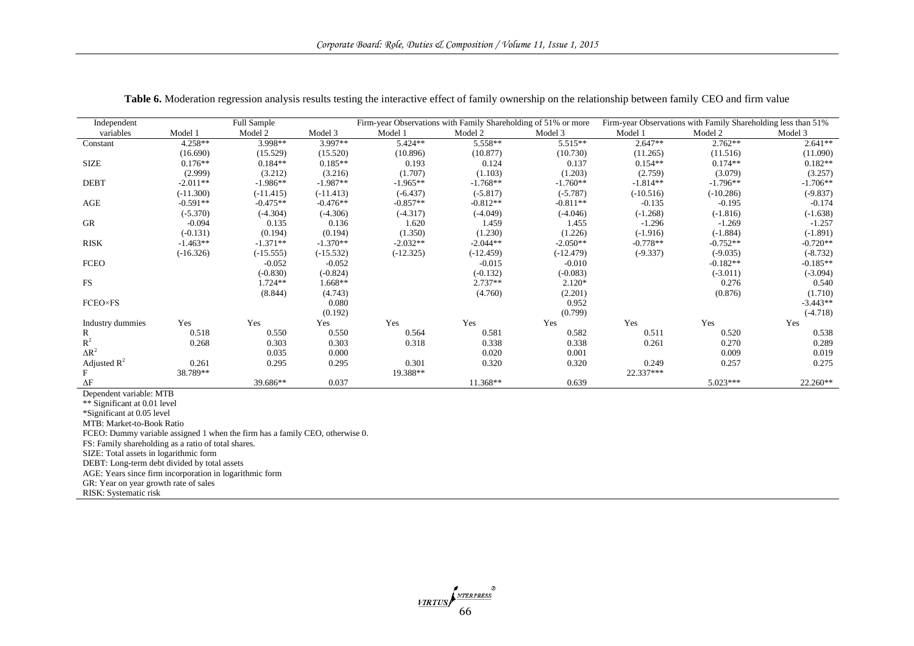**Table 6.** Moderation regression analysis results testing the interactive effect of family ownership on the relationship between family CEO and firm value

| Independent variables | Full Sample | | | Firm-year Observations with Family Shareholding of 51% or more | | | Firm-year Observations with Family Shareholding less than 51% | | |
|---|---|---|---|---|---|---|---|---|---|
| | Model 1 | Model 2 | Model 3 | Model 1 | Model 2 | Model 3 | Model 1 | Model 2 | Model 3 |
| Constant | 4.258** | 3.998** | 3.997** | 5.424** | 5.558** | 5.515** | 2.647** | 2.762** | 2.641** |
| | (16.690) | (15.529) | (15.520) | (10.896) | (10.877) | (10.730) | (11.265) | (11.516) | (11.090) |
| SIZE | 0.176** | 0.184** | 0.185** | 0.193 | 0.124 | 0.137 | 0.154** | 0.174** | 0.182** |
| | (2.999) | (3.212) | (3.216) | (1.707) | (1.103) | (1.203) | (2.759) | (3.079) | (3.257) |
| DEBT | -2.011** | -1.986** | -1.987** | -1.965** | -1.768** | -1.760** | -1.814** | -1.796** | -1.706** |
| | (-11.300) | (-11.415) | (-11.413) | (-6.437) | (-5.817) | (-5.787) | (-10.516) | (-10.286) | (-9.837) |
| AGE | -0.591** | -0.475** | -0.476** | -0.857** | -0.812** | -0.811** | -0.135 | -0.195 | -0.174 |
| | (-5.370) | (-4.304) | (-4.306) | (-4.317) | (-4.049) | (-4.046) | (-1.268) | (-1.816) | (-1.638) |
| GR | -0.094 | 0.135 | 0.136 | 1.620 | 1.459 | 1.455 | -1.296 | -1.269 | -1.257 |
| | (-0.131) | (0.194) | (0.194) | (1.350) | (1.230) | (1.226) | (-1.916) | (-1.884) | (-1.891) |
| RISK | -1.463** | -1.371** | -1.370** | -2.032** | -2.044** | -2.050** | -0.778** | -0.752** | -0.720** |
| | (-16.326) | (-15.555) | (-15.532) | (-12.325) | (-12.459) | (-12.479) | (-9.337) | (-9.035) | (-8.732) |
| FCEO | | -0.052 | -0.052 | | -0.015 | -0.010 | | -0.182** | -0.185** |
| | | (-0.830) | (-0.824) | | (-0.132) | (-0.083) | | (-3.011) | (-3.094) |
| FS | | 1.724** | 1.668** | | 2.737** | 2.120* | | 0.276 | 0.540 |
| | | (8.844) | (4.743) | | (4.760) | (2.201) | | (0.876) | (1.710) |
| FCEO×FS | | | 0.080 | | | 0.952 | | | -3.443** |
| | | | (0.192) | | | (0.799) | | | (-4.718) |
| Industry dummies | Yes | Yes | Yes | Yes | Yes | Yes | Yes | Yes | Yes |
| R | 0.518 | 0.550 | 0.550 | 0.564 | 0.581 | 0.582 | 0.511 | 0.520 | 0.538 |
| $R^2$ | 0.268 | 0.303 | 0.303 | 0.318 | 0.338 | 0.338 | 0.261 | 0.270 | 0.289 |
| $\Delta R^2$ | | 0.035 | 0.000 | | 0.020 | 0.001 | | 0.009 | 0.019 |
| Adjusted $R^2$ | 0.261 | 0.295 | 0.295 | 0.301 | 0.320 | 0.320 | 0.249 | 0.257 | 0.275 |
| F | 38.789** | | | 19.388** | | | 22.337*** | | |
| $\Delta F$ | | 39.686** | 0.037 | | 11.368** | 0.639 | | 5.023*** | 22.260** |

Dependent variable: MTB
** Significant at 0.01 level
*Significant at 0.05 level
MTB: Market-to-Book Ratio
FCEO: Dummy variable assigned 1 when the firm has a family CEO, otherwise 0.
FS: Family shareholding as a ratio of total shares.
SIZE: Total assets in logarithmic form
DEBT: Long-term debt divided by total assets
AGE: Years since firm incorporation in logarithmic form
GR: Year on year growth rate of sales
RISK: Systematic risk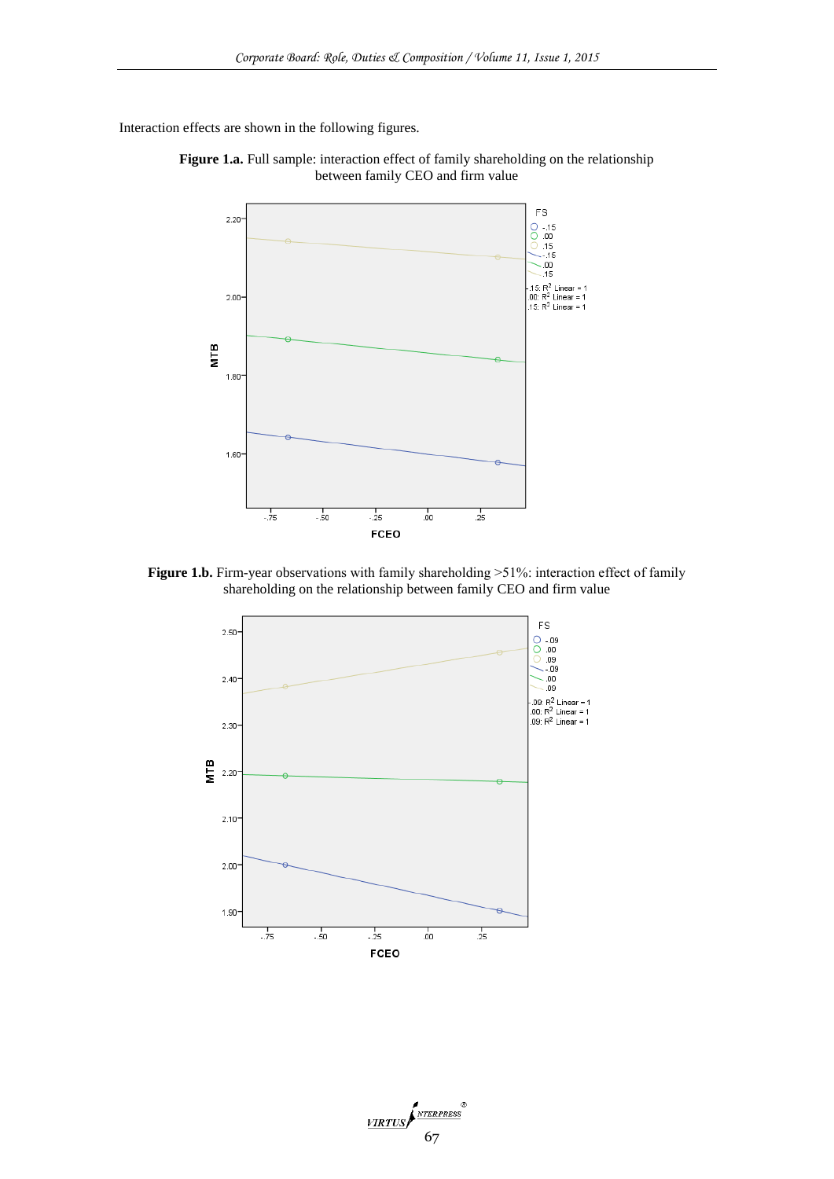Interaction effects are shown in the following figures.

**Figure 1.a.** Full sample: interaction effect of family shareholding on the relationship between family CEO and firm value

**Figure 1.b.** Firm-year observations with family shareholding >51%: interaction effect of family shareholding on the relationship between family CEO and firm value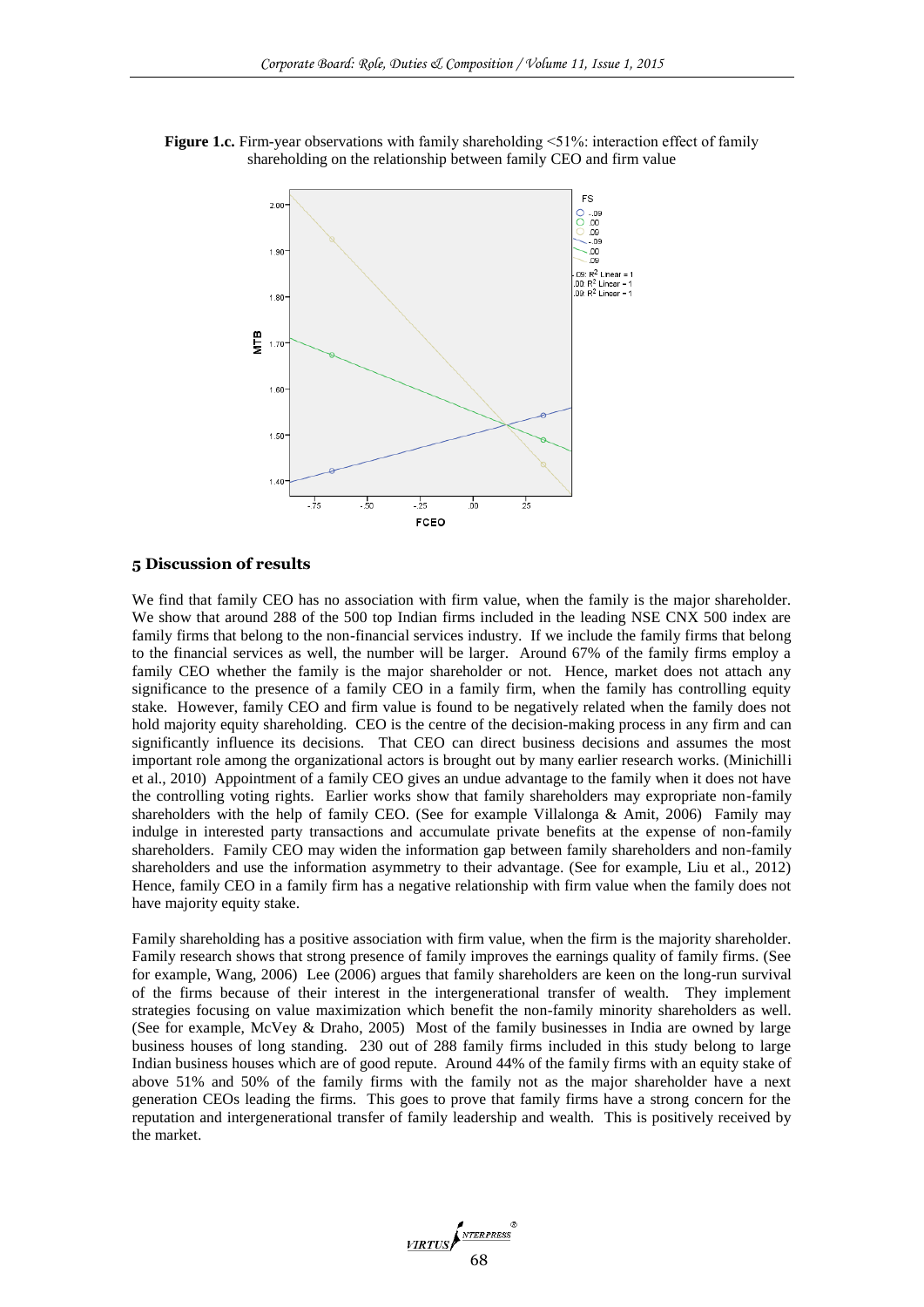**Figure 1.c.** Firm-year observations with family shareholding <51%: interaction effect of family shareholding on the relationship between family CEO and firm value

## 5 Discussion of results

We find that family CEO has no association with firm value, when the family is the major shareholder. We show that around 288 of the 500 top Indian firms included in the leading NSE CNX 500 index are family firms that belong to the non-financial services industry. If we include the family firms that belong to the financial services as well, the number will be larger. Around 67% of the family firms employ a family CEO whether the family is the major shareholder or not. Hence, market does not attach any significance to the presence of a family CEO in a family firm, when the family has controlling equity stake. However, family CEO and firm value is found to be negatively related when the family does not hold majority equity shareholding. CEO is the centre of the decision-making process in any firm and can significantly influence its decisions. That CEO can direct business decisions and assumes the most important role among the organizational actors is brought out by many earlier research works. (Minichilli et al., 2010) Appointment of a family CEO gives an undue advantage to the family when it does not have the controlling voting rights. Earlier works show that family shareholders may expropriate non-family shareholders with the help of family CEO. (See for example Villalonga & Amit, 2006) Family may indulge in interested party transactions and accumulate private benefits at the expense of non-family shareholders. Family CEO may widen the information gap between family shareholders and non-family shareholders and use the information asymmetry to their advantage. (See for example, Liu et al., 2012) Hence, family CEO in a family firm has a negative relationship with firm value when the family does not have majority equity stake.

Family shareholding has a positive association with firm value, when the firm is the majority shareholder. Family research shows that strong presence of family improves the earnings quality of family firms. (See for example, Wang, 2006) Lee (2006) argues that family shareholders are keen on the long-run survival of the firms because of their interest in the intergenerational transfer of wealth. They implement strategies focusing on value maximization which benefit the non-family minority shareholders as well. (See for example, McVey & Draho, 2005) Most of the family businesses in India are owned by large business houses of long standing. 230 out of 288 family firms included in this study belong to large Indian business houses which are of good repute. Around 44% of the family firms with an equity stake of above 51% and 50% of the family firms with the family not as the major shareholder have a next generation CEOs leading the firms. This goes to prove that family firms have a strong concern for the reputation and intergenerational transfer of family leadership and wealth. This is positively received by the market.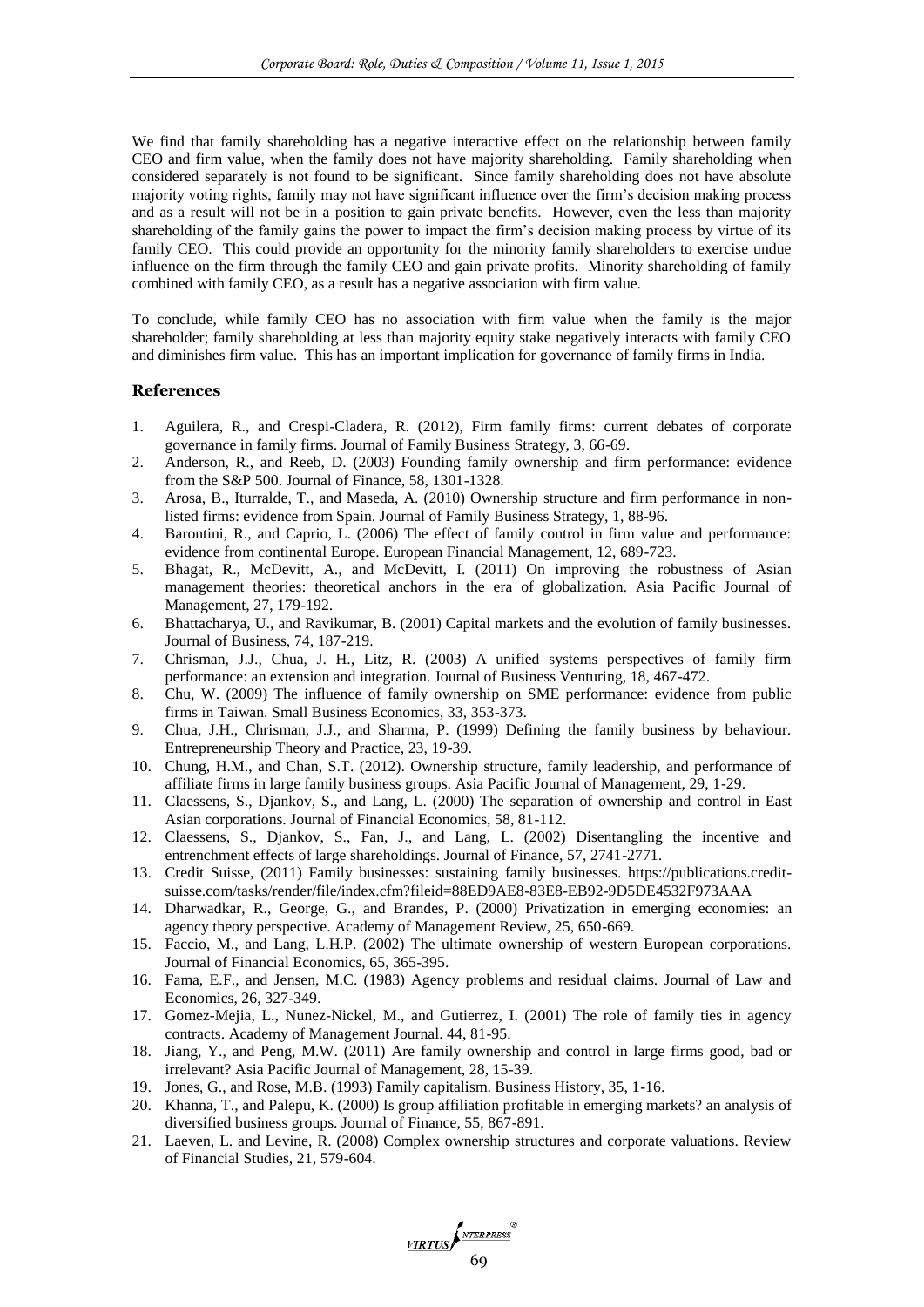We find that family shareholding has a negative interactive effect on the relationship between family CEO and firm value, when the family does not have majority shareholding. Family shareholding when considered separately is not found to be significant. Since family shareholding does not have absolute majority voting rights, family may not have significant influence over the firm's decision making process and as a result will not be in a position to gain private benefits. However, even the less than majority shareholding of the family gains the power to impact the firm's decision making process by virtue of its family CEO. This could provide an opportunity for the minority family shareholders to exercise undue influence on the firm through the family CEO and gain private profits. Minority shareholding of family combined with family CEO, as a result has a negative association with firm value.

To conclude, while family CEO has no association with firm value when the family is the major shareholder; family shareholding at less than majority equity stake negatively interacts with family CEO and diminishes firm value. This has an important implication for governance of family firms in India.

## References

1. Aguilera, R., and Crespi-Cladera, R. (2012), Firm family firms: current debates of corporate governance in family firms. Journal of Family Business Strategy, 3, 66-69.
2. Anderson, R., and Reeb, D. (2003) Founding family ownership and firm performance: evidence from the S&P 500. Journal of Finance, 58, 1301-1328.
3. Arosa, B., Iturralde, T., and Maseda, A. (2010) Ownership structure and firm performance in non-listed firms: evidence from Spain. Journal of Family Business Strategy, 1, 88-96.
4. Barontini, R., and Caprio, L. (2006) The effect of family control in firm value and performance: evidence from continental Europe. European Financial Management, 12, 689-723.
5. Bhagat, R., McDevitt, A., and McDevitt, I. (2011) On improving the robustness of Asian management theories: theoretical anchors in the era of globalization. Asia Pacific Journal of Management, 27, 179-192.
6. Bhattacharya, U., and Ravikumar, B. (2001) Capital markets and the evolution of family businesses. Journal of Business, 74, 187-219.
7. Chrisman, J.J., Chua, J. H., Litz, R. (2003) A unified systems perspectives of family firm performance: an extension and integration. Journal of Business Venturing, 18, 467-472.
8. Chu, W. (2009) The influence of family ownership on SME performance: evidence from public firms in Taiwan. Small Business Economics, 33, 353-373.
9. Chua, J.H., Chrisman, J.J., and Sharma, P. (1999) Defining the family business by behaviour. Entrepreneurship Theory and Practice, 23, 19-39.
10. Chung, H.M., and Chan, S.T. (2012). Ownership structure, family leadership, and performance of affiliate firms in large family business groups. Asia Pacific Journal of Management, 29, 1-29.
11. Claessens, S., Djankov, S., and Lang, L. (2000) The separation of ownership and control in East Asian corporations. Journal of Financial Economics, 58, 81-112.
12. Claessens, S., Djankov, S., Fan, J., and Lang, L. (2002) Disentangling the incentive and entrenchment effects of large shareholdings. Journal of Finance, 57, 2741-2771.
13. Credit Suisse, (2011) Family businesses: sustaining family businesses. https://publications.credit-suisse.com/tasks/render/file/index.cfm?fileid=88ED9AE8-83E8-EB92-9D5DE4532F973AAA
14. Dharwadkar, R., George, G., and Brandes, P. (2000) Privatization in emerging economies: an agency theory perspective. Academy of Management Review, 25, 650-669.
15. Faccio, M., and Lang, L.H.P. (2002) The ultimate ownership of western European corporations. Journal of Financial Economics, 65, 365-395.
16. Fama, E.F., and Jensen, M.C. (1983) Agency problems and residual claims. Journal of Law and Economics, 26, 327-349.
17. Gomez-Mejia, L., Nunez-Nickel, M., and Gutierrez, I. (2001) The role of family ties in agency contracts. Academy of Management Journal. 44, 81-95.
18. Jiang, Y., and Peng, M.W. (2011) Are family ownership and control in large firms good, bad or irrelevant? Asia Pacific Journal of Management, 28, 15-39.
19. Jones, G., and Rose, M.B. (1993) Family capitalism. Business History, 35, 1-16.
20. Khanna, T., and Palepu, K. (2000) Is group affiliation profitable in emerging markets? an analysis of diversified business groups. Journal of Finance, 55, 867-891.
21. Laeven, L. and Levine, R. (2008) Complex ownership structures and corporate valuations. Review of Financial Studies, 21, 579-604.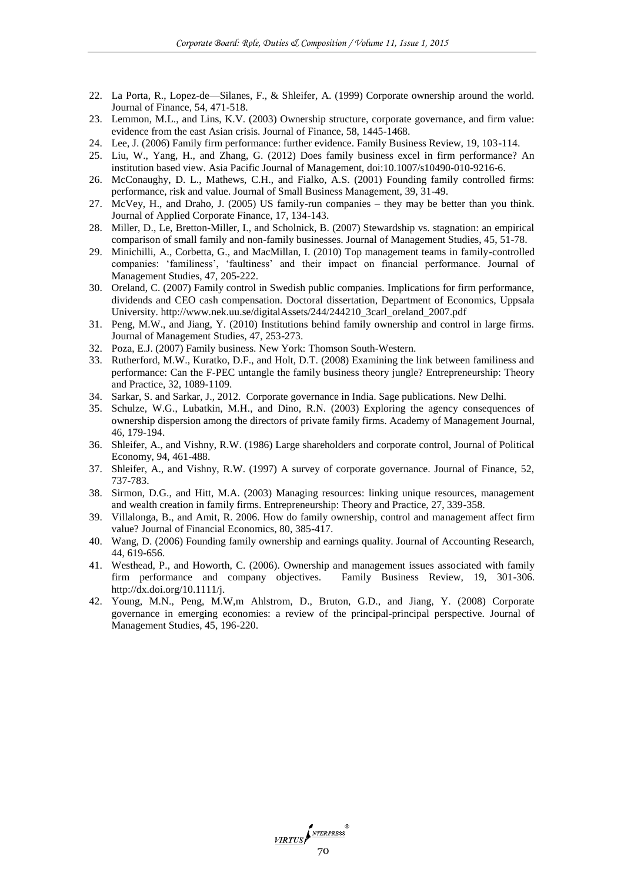22. La Porta, R., Lopez-de—Silanes, F., & Shleifer, A. (1999) Corporate ownership around the world. Journal of Finance, 54, 471-518.
23. Lemmon, M.L., and Lins, K.V. (2003) Ownership structure, corporate governance, and firm value: evidence from the east Asian crisis. Journal of Finance, 58, 1445-1468.
24. Lee, J. (2006) Family firm performance: further evidence. Family Business Review, 19, 103-114.
25. Liu, W., Yang, H., and Zhang, G. (2012) Does family business excel in firm performance? An institution based view. Asia Pacific Journal of Management, doi:10.1007/s10490-010-9216-6.
26. McConaughy, D. L., Mathews, C.H., and Fialko, A.S. (2001) Founding family controlled firms: performance, risk and value. Journal of Small Business Management, 39, 31-49.
27. McVey, H., and Draho, J. (2005) US family-run companies – they may be better than you think. Journal of Applied Corporate Finance, 17, 134-143.
28. Miller, D., Le, Bretton-Miller, I., and Scholnick, B. (2007) Stewardship vs. stagnation: an empirical comparison of small family and non-family businesses. Journal of Management Studies, 45, 51-78.
29. Minichilli, A., Corbetta, G., and MacMillan, I. (2010) Top management teams in family-controlled companies: 'familiness', 'faultiness' and their impact on financial performance. Journal of Management Studies, 47, 205-222.
30. Oreland, C. (2007) Family control in Swedish public companies. Implications for firm performance, dividends and CEO cash compensation. Doctoral dissertation, Department of Economics, Uppsala University. http://www.nek.uu.se/digitalAssets/244/244210_3carl_oreland_2007.pdf
31. Peng, M.W., and Jiang, Y. (2010) Institutions behind family ownership and control in large firms. Journal of Management Studies, 47, 253-273.
32. Poza, E.J. (2007) Family business. New York: Thomson South-Western.
33. Rutherford, M.W., Kuratko, D.F., and Holt, D.T. (2008) Examining the link between familiness and performance: Can the F-PEC untangle the family business theory jungle? Entrepreneurship: Theory and Practice, 32, 1089-1109.
34. Sarkar, S. and Sarkar, J., 2012. Corporate governance in India. Sage publications. New Delhi.
35. Schulze, W.G., Lubatkin, M.H., and Dino, R.N. (2003) Exploring the agency consequences of ownership dispersion among the directors of private family firms. Academy of Management Journal, 46, 179-194.
36. Shleifer, A., and Vishny, R.W. (1986) Large shareholders and corporate control, Journal of Political Economy, 94, 461-488.
37. Shleifer, A., and Vishny, R.W. (1997) A survey of corporate governance. Journal of Finance, 52, 737-783.
38. Sirmon, D.G., and Hitt, M.A. (2003) Managing resources: linking unique resources, management and wealth creation in family firms. Entrepreneurship: Theory and Practice, 27, 339-358.
39. Villalonga, B., and Amit, R. 2006. How do family ownership, control and management affect firm value? Journal of Financial Economics, 80, 385-417.
40. Wang, D. (2006) Founding family ownership and earnings quality. Journal of Accounting Research, 44, 619-656.
41. Westhead, P., and Howorth, C. (2006). Ownership and management issues associated with family firm performance and company objectives. Family Business Review, 19, 301-306. http://dx.doi.org/10.1111/j.
42. Young, M.N., Peng, M.W,m Ahlstrom, D., Bruton, G.D., and Jiang, Y. (2008) Corporate governance in emerging economies: a review of the principal-principal perspective. Journal of Management Studies, 45, 196-220.